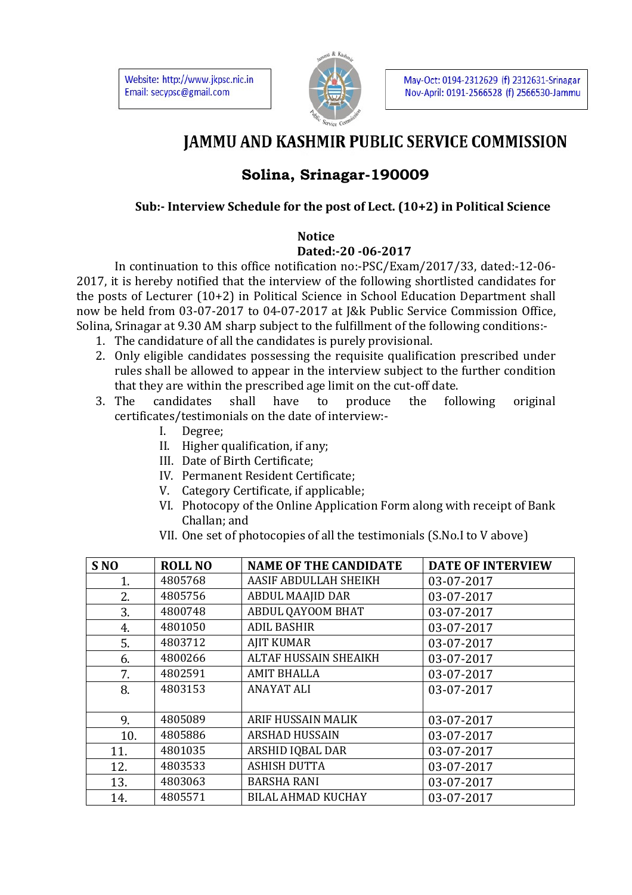Website: http://www.jkpsc.nic.in
Email: secypsc@gmail.com

May-Oct: 0194-2312629 (f) 2312631-Srinagar
Nov-April: 0191-2566528 (f) 2566530-Jammu

# JAMMU AND KASHMIR PUBLIC SERVICE COMMISSION

## Solina, Srinagar-190009

**Sub:- Interview Schedule for the post of Lect. (10+2) in Political Science**

**Notice**
**Dated:-20 -06-2017**

In continuation to this office notification no:-PSC/Exam/2017/33, dated:-12-06-2017, it is hereby notified that the interview of the following shortlisted candidates for the posts of Lecturer (10+2) in Political Science in School Education Department shall now be held from 03-07-2017 to 04-07-2017 at J&k Public Service Commission Office, Solina, Srinagar at 9.30 AM sharp subject to the fulfillment of the following conditions:-

1. The candidature of all the candidates is purely provisional.
2. Only eligible candidates possessing the requisite qualification prescribed under rules shall be allowed to appear in the interview subject to the further condition that they are within the prescribed age limit on the cut-off date.
3. The candidates shall have to produce the following original certificates/testimonials on the date of interview:-
   - I. Degree;
   - II. Higher qualification, if any;
   - III. Date of Birth Certificate;
   - IV. Permanent Resident Certificate;
   - V. Category Certificate, if applicable;
   - VI. Photocopy of the Online Application Form along with receipt of Bank Challan; and
   - VII. One set of photocopies of all the testimonials (S.No.I to V above)

| S NO | ROLL NO | NAME OF THE CANDIDATE | DATE OF INTERVIEW |
|---|---|---|---|
| 1. | 4805768 | AASIF ABDULLAH SHEIKH | 03-07-2017 |
| 2. | 4805756 | ABDUL MAAJID DAR | 03-07-2017 |
| 3. | 4800748 | ABDUL QAYOOM BHAT | 03-07-2017 |
| 4. | 4801050 | ADIL BASHIR | 03-07-2017 |
| 5. | 4803712 | AJIT KUMAR | 03-07-2017 |
| 6. | 4800266 | ALTAF HUSSAIN SHEAIKH | 03-07-2017 |
| 7. | 4802591 | AMIT BHALLA | 03-07-2017 |
| 8. | 4803153 | ANAYAT ALI | 03-07-2017 |
| 9. | 4805089 | ARIF HUSSAIN MALIK | 03-07-2017 |
| 10. | 4805886 | ARSHAD HUSSAIN | 03-07-2017 |
| 11. | 4801035 | ARSHID IQBAL DAR | 03-07-2017 |
| 12. | 4803533 | ASHISH DUTTA | 03-07-2017 |
| 13. | 4803063 | BARSHA RANI | 03-07-2017 |
| 14. | 4805571 | BILAL AHMAD KUCHAY | 03-07-2017 |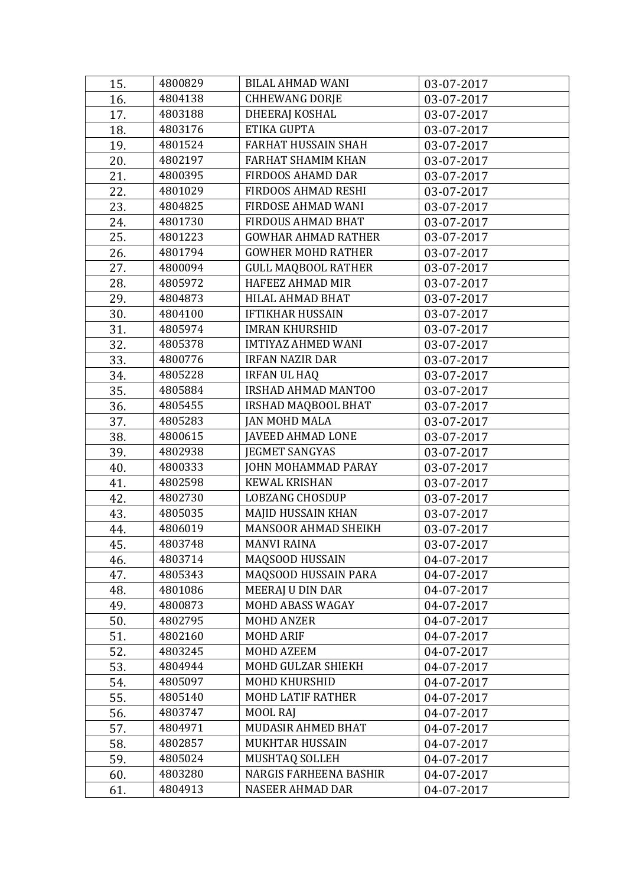| 15. | 4800829 | BILAL AHMAD WANI | 03-07-2017 |
|---|---|---|---|
| 16. | 4804138 | CHHEWANG DORJE | 03-07-2017 |
| 17. | 4803188 | DHEERAJ KOSHAL | 03-07-2017 |
| 18. | 4803176 | ETIKA GUPTA | 03-07-2017 |
| 19. | 4801524 | FARHAT HUSSAIN SHAH | 03-07-2017 |
| 20. | 4802197 | FARHAT SHAMIM KHAN | 03-07-2017 |
| 21. | 4800395 | FIRDOOS AHAMD DAR | 03-07-2017 |
| 22. | 4801029 | FIRDOOS AHMAD RESHI | 03-07-2017 |
| 23. | 4804825 | FIRDOSE AHMAD WANI | 03-07-2017 |
| 24. | 4801730 | FIRDOUS AHMAD BHAT | 03-07-2017 |
| 25. | 4801223 | GOWHAR AHMAD RATHER | 03-07-2017 |
| 26. | 4801794 | GOWHER MOHD RATHER | 03-07-2017 |
| 27. | 4800094 | GULL MAQBOOL RATHER | 03-07-2017 |
| 28. | 4805972 | HAFEEZ AHMAD MIR | 03-07-2017 |
| 29. | 4804873 | HILAL AHMAD BHAT | 03-07-2017 |
| 30. | 4804100 | IFTIKHAR HUSSAIN | 03-07-2017 |
| 31. | 4805974 | IMRAN KHURSHID | 03-07-2017 |
| 32. | 4805378 | IMTIYAZ AHMED WANI | 03-07-2017 |
| 33. | 4800776 | IRFAN NAZIR DAR | 03-07-2017 |
| 34. | 4805228 | IRFAN UL HAQ | 03-07-2017 |
| 35. | 4805884 | IRSHAD AHMAD MANTOO | 03-07-2017 |
| 36. | 4805455 | IRSHAD MAQBOOL BHAT | 03-07-2017 |
| 37. | 4805283 | JAN MOHD MALA | 03-07-2017 |
| 38. | 4800615 | JAVEED AHMAD LONE | 03-07-2017 |
| 39. | 4802938 | JEGMET SANGYAS | 03-07-2017 |
| 40. | 4800333 | JOHN MOHAMMAD PARAY | 03-07-2017 |
| 41. | 4802598 | KEWAL KRISHAN | 03-07-2017 |
| 42. | 4802730 | LOBZANG CHOSDUP | 03-07-2017 |
| 43. | 4805035 | MAJID HUSSAIN KHAN | 03-07-2017 |
| 44. | 4806019 | MANSOOR AHMAD SHEIKH | 03-07-2017 |
| 45. | 4803748 | MANVI RAINA | 03-07-2017 |
| 46. | 4803714 | MAQSOOD HUSSAIN | 04-07-2017 |
| 47. | 4805343 | MAQSOOD HUSSAIN PARA | 04-07-2017 |
| 48. | 4801086 | MEERAJ U DIN DAR | 04-07-2017 |
| 49. | 4800873 | MOHD ABASS WAGAY | 04-07-2017 |
| 50. | 4802795 | MOHD ANZER | 04-07-2017 |
| 51. | 4802160 | MOHD ARIF | 04-07-2017 |
| 52. | 4803245 | MOHD AZEEM | 04-07-2017 |
| 53. | 4804944 | MOHD GULZAR SHIEKH | 04-07-2017 |
| 54. | 4805097 | MOHD KHURSHID | 04-07-2017 |
| 55. | 4805140 | MOHD LATIF RATHER | 04-07-2017 |
| 56. | 4803747 | MOOL RAJ | 04-07-2017 |
| 57. | 4804971 | MUDASIR AHMED BHAT | 04-07-2017 |
| 58. | 4802857 | MUKHTAR HUSSAIN | 04-07-2017 |
| 59. | 4805024 | MUSHTAQ SOLLEH | 04-07-2017 |
| 60. | 4803280 | NARGIS FARHEENA BASHIR | 04-07-2017 |
| 61. | 4804913 | NASEER AHMAD DAR | 04-07-2017 |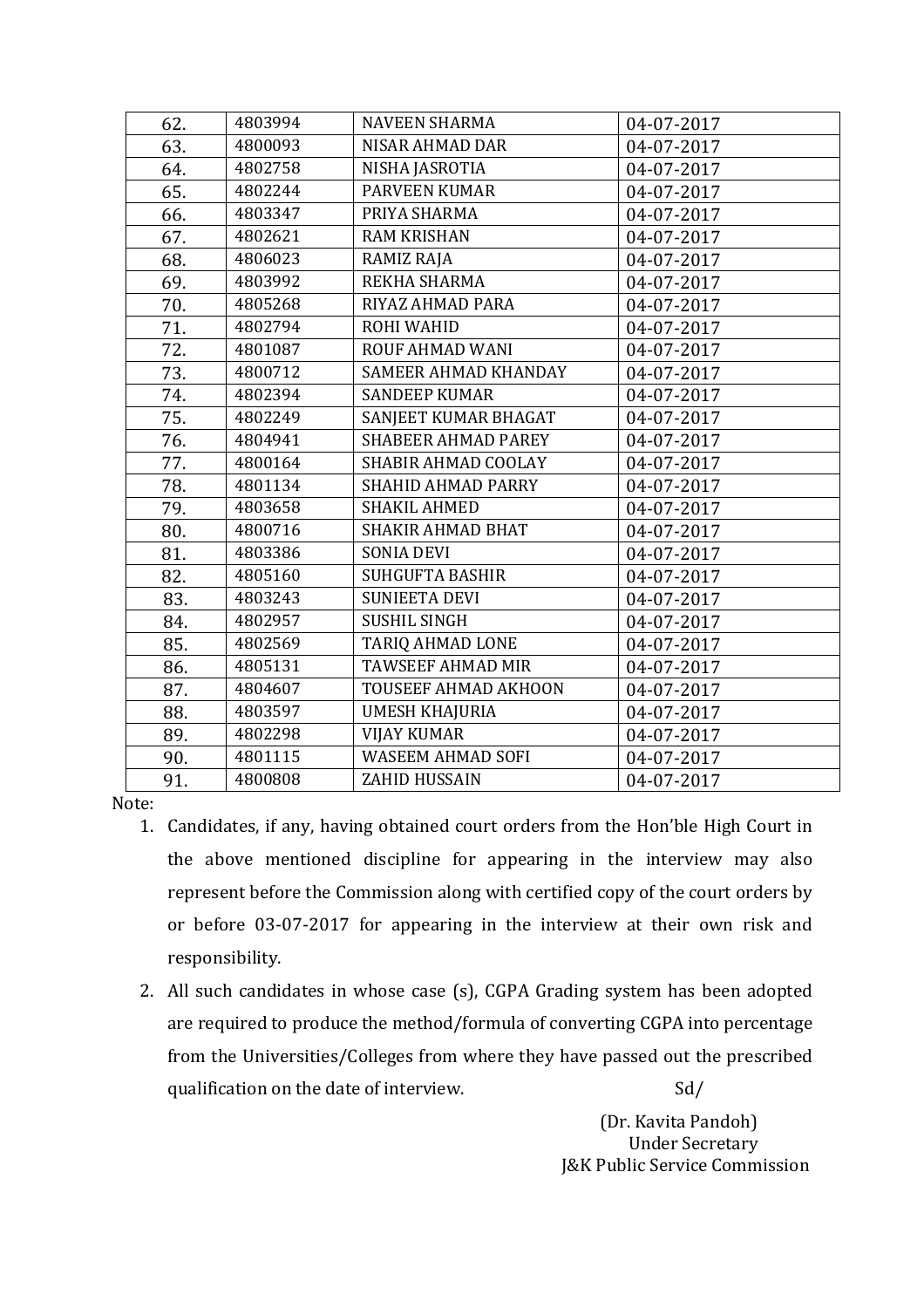| 62. | 4803994 | NAVEEN SHARMA | 04-07-2017 |
|---|---|---|---|
| 63. | 4800093 | NISAR AHMAD DAR | 04-07-2017 |
| 64. | 4802758 | NISHA JASROTIA | 04-07-2017 |
| 65. | 4802244 | PARVEEN KUMAR | 04-07-2017 |
| 66. | 4803347 | PRIYA SHARMA | 04-07-2017 |
| 67. | 4802621 | RAM KRISHAN | 04-07-2017 |
| 68. | 4806023 | RAMIZ RAJA | 04-07-2017 |
| 69. | 4803992 | REKHA SHARMA | 04-07-2017 |
| 70. | 4805268 | RIYAZ AHMAD PARA | 04-07-2017 |
| 71. | 4802794 | ROHI WAHID | 04-07-2017 |
| 72. | 4801087 | ROUF AHMAD WANI | 04-07-2017 |
| 73. | 4800712 | SAMEER AHMAD KHANDAY | 04-07-2017 |
| 74. | 4802394 | SANDEEP KUMAR | 04-07-2017 |
| 75. | 4802249 | SANJEET KUMAR BHAGAT | 04-07-2017 |
| 76. | 4804941 | SHABEER AHMAD PAREY | 04-07-2017 |
| 77. | 4800164 | SHABIR AHMAD COOLAY | 04-07-2017 |
| 78. | 4801134 | SHAHID AHMAD PARRY | 04-07-2017 |
| 79. | 4803658 | SHAKIL AHMED | 04-07-2017 |
| 80. | 4800716 | SHAKIR AHMAD BHAT | 04-07-2017 |
| 81. | 4803386 | SONIA DEVI | 04-07-2017 |
| 82. | 4805160 | SUHGUFTA BASHIR | 04-07-2017 |
| 83. | 4803243 | SUNIEETA DEVI | 04-07-2017 |
| 84. | 4802957 | SUSHIL SINGH | 04-07-2017 |
| 85. | 4802569 | TARIQ AHMAD LONE | 04-07-2017 |
| 86. | 4805131 | TAWSEEF AHMAD MIR | 04-07-2017 |
| 87. | 4804607 | TOUSEEF AHMAD AKHOON | 04-07-2017 |
| 88. | 4803597 | UMESH KHAJURIA | 04-07-2017 |
| 89. | 4802298 | VIJAY KUMAR | 04-07-2017 |
| 90. | 4801115 | WASEEM AHMAD SOFI | 04-07-2017 |
| 91. | 4800808 | ZAHID HUSSAIN | 04-07-2017 |

Note:

1. Candidates, if any, having obtained court orders from the Hon'ble High Court in the above mentioned discipline for appearing in the interview may also represent before the Commission along with certified copy of the court orders by or before 03-07-2017 for appearing in the interview at their own risk and responsibility.
2. All such candidates in whose case (s), CGPA Grading system has been adopted are required to produce the method/formula of converting CGPA into percentage from the Universities/Colleges from where they have passed out the prescribed qualification on the date of interview.

Sd/

(Dr. Kavita Pandoh)
Under Secretary
J&K Public Service Commission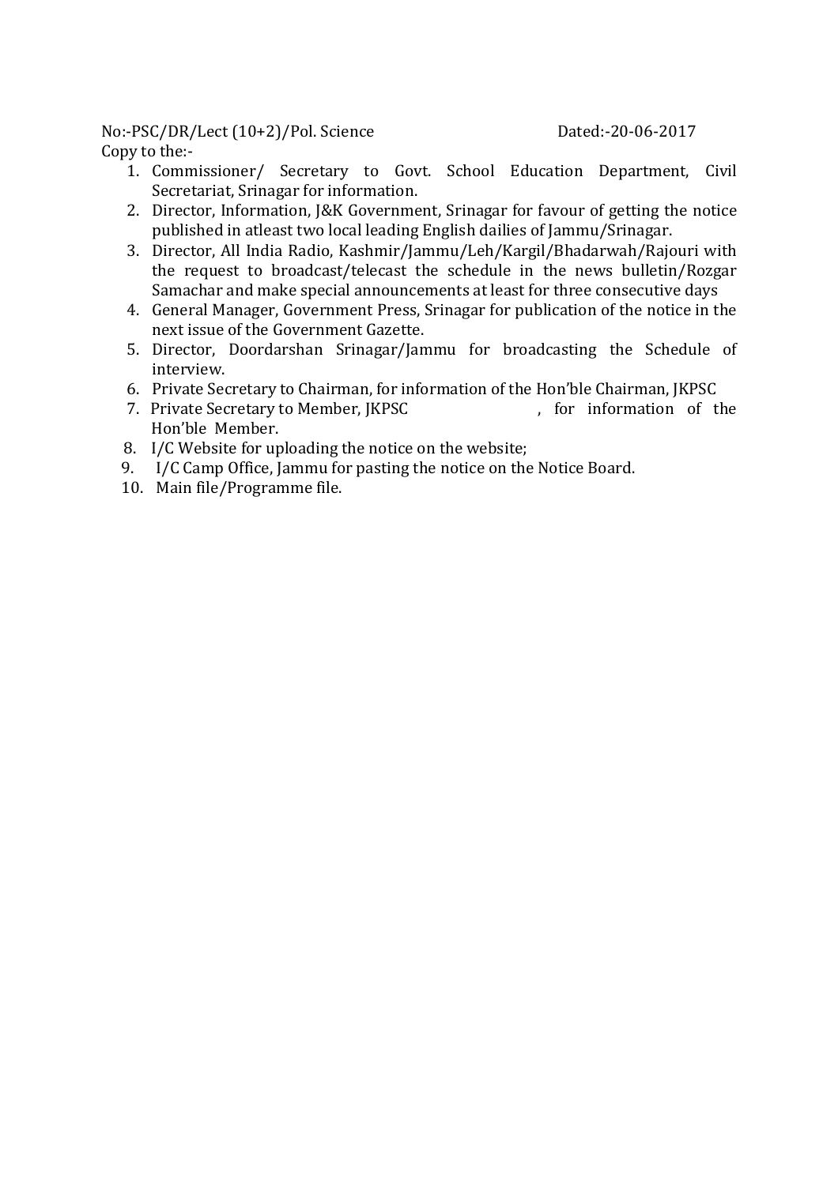No:-PSC/DR/Lect (10+2)/Pol. Science Dated:-20-06-2017

Copy to the:-

1. Commissioner/ Secretary to Govt. School Education Department, Civil Secretariat, Srinagar for information.
2. Director, Information, J&K Government, Srinagar for favour of getting the notice published in atleast two local leading English dailies of Jammu/Srinagar.
3. Director, All India Radio, Kashmir/Jammu/Leh/Kargil/Bhadarwah/Rajouri with the request to broadcast/telecast the schedule in the news bulletin/Rozgar Samachar and make special announcements at least for three consecutive days
4. General Manager, Government Press, Srinagar for publication of the notice in the next issue of the Government Gazette.
5. Director, Doordarshan Srinagar/Jammu for broadcasting the Schedule of interview.
6. Private Secretary to Chairman, for information of the Hon'ble Chairman, JKPSC
7. Private Secretary to Member, JKPSC , for information of the Hon'ble Member.
8. I/C Website for uploading the notice on the website;
9. I/C Camp Office, Jammu for pasting the notice on the Notice Board.
10. Main file/Programme file.